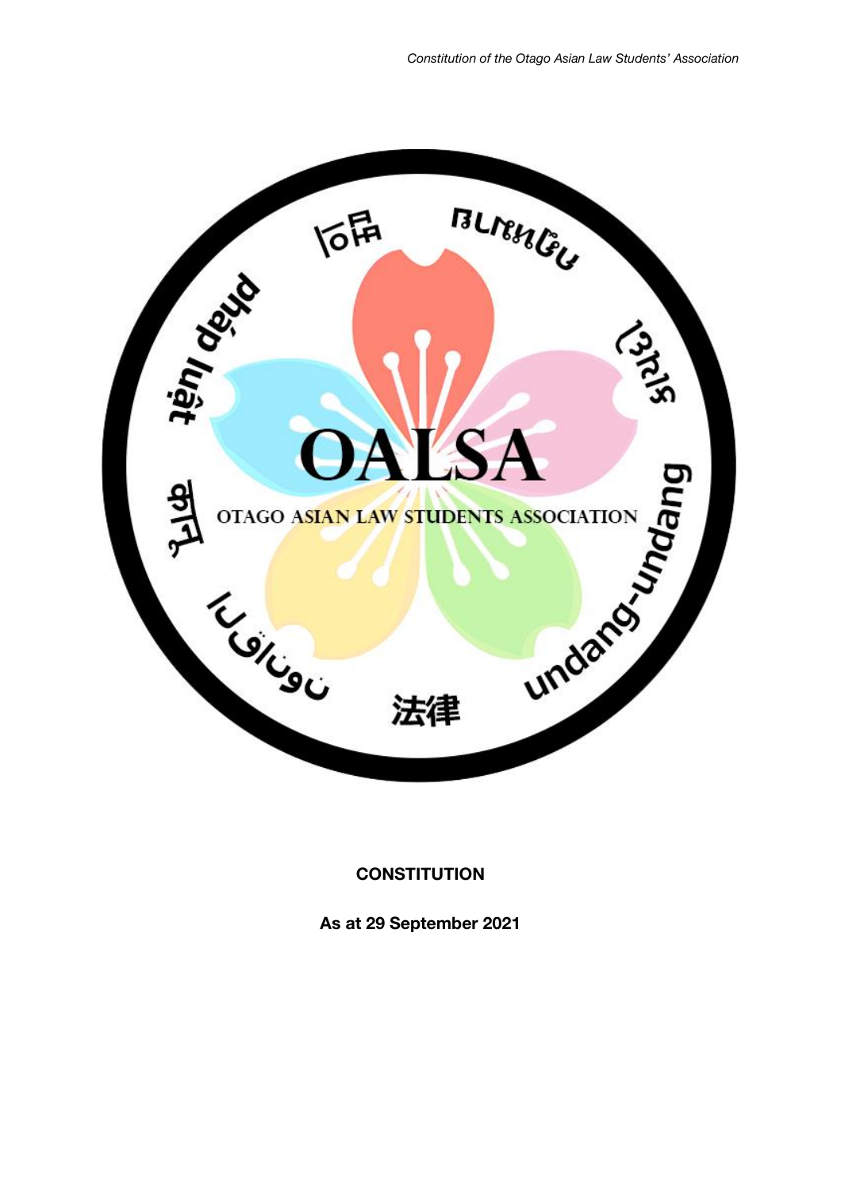OALSA

OTAGO ASIAN LAW STUDENTS ASSOCIATION

**CONSTITUTION**

**As at 29 September 2021**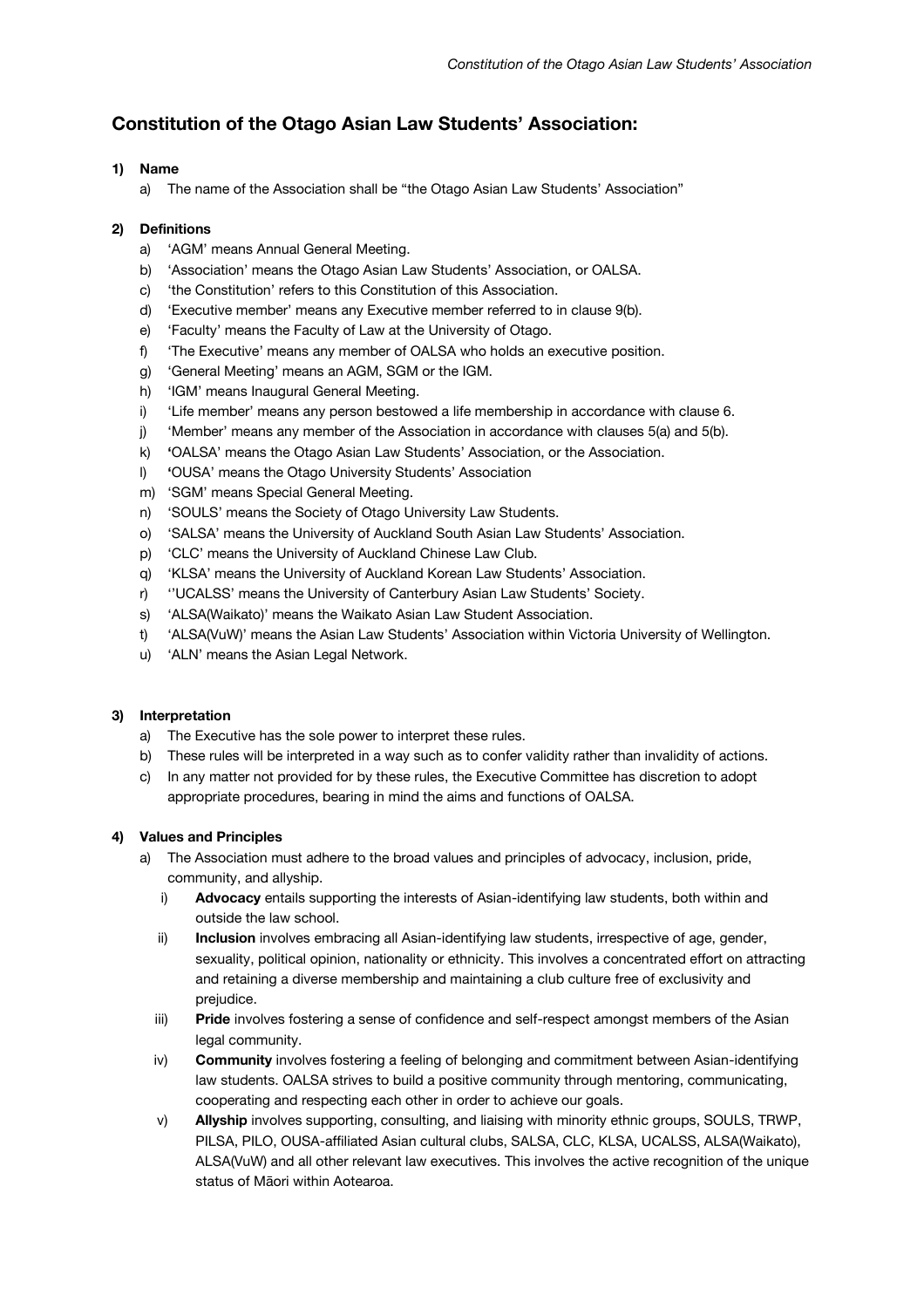## Constitution of the Otago Asian Law Students' Association:

**1) Name**

a) The name of the Association shall be "the Otago Asian Law Students' Association"

**2) Definitions**

a) 'AGM' means Annual General Meeting.
b) 'Association' means the Otago Asian Law Students' Association, or OALSA.
c) 'the Constitution' refers to this Constitution of this Association.
d) 'Executive member' means any Executive member referred to in clause 9(b).
e) 'Faculty' means the Faculty of Law at the University of Otago.
f) 'The Executive' means any member of OALSA who holds an executive position.
g) 'General Meeting' means an AGM, SGM or the IGM.
h) 'IGM' means Inaugural General Meeting.
i) 'Life member' means any person bestowed a life membership in accordance with clause 6.
j) 'Member' means any member of the Association in accordance with clauses 5(a) and 5(b).
k) 'OALSA' means the Otago Asian Law Students' Association, or the Association.
l) 'OUSA' means the Otago University Students' Association
m) 'SGM' means Special General Meeting.
n) 'SOULS' means the Society of Otago University Law Students.
o) 'SALSA' means the University of Auckland South Asian Law Students' Association.
p) 'CLC' means the University of Auckland Chinese Law Club.
q) 'KLSA' means the University of Auckland Korean Law Students' Association.
r) ''UCALSS' means the University of Canterbury Asian Law Students' Society.
s) 'ALSA(Waikato)' means the Waikato Asian Law Student Association.
t) 'ALSA(VuW)' means the Asian Law Students' Association within Victoria University of Wellington.
u) 'ALN' means the Asian Legal Network.

**3) Interpretation**

a) The Executive has the sole power to interpret these rules.
b) These rules will be interpreted in a way such as to confer validity rather than invalidity of actions.
c) In any matter not provided for by these rules, the Executive Committee has discretion to adopt appropriate procedures, bearing in mind the aims and functions of OALSA.

**4) Values and Principles**

a) The Association must adhere to the broad values and principles of advocacy, inclusion, pride, community, and allyship.
   i) **Advocacy** entails supporting the interests of Asian-identifying law students, both within and outside the law school.
   ii) **Inclusion** involves embracing all Asian-identifying law students, irrespective of age, gender, sexuality, political opinion, nationality or ethnicity. This involves a concentrated effort on attracting and retaining a diverse membership and maintaining a club culture free of exclusivity and prejudice.
   iii) **Pride** involves fostering a sense of confidence and self-respect amongst members of the Asian legal community.
   iv) **Community** involves fostering a feeling of belonging and commitment between Asian-identifying law students. OALSA strives to build a positive community through mentoring, communicating, cooperating and respecting each other in order to achieve our goals.
   v) **Allyship** involves supporting, consulting, and liaising with minority ethnic groups, SOULS, TRWP, PILSA, PILO, OUSA-affiliated Asian cultural clubs, SALSA, CLC, KLSA, UCALSS, ALSA(Waikato), ALSA(VuW) and all other relevant law executives. This involves the active recognition of the unique status of Māori within Aotearoa.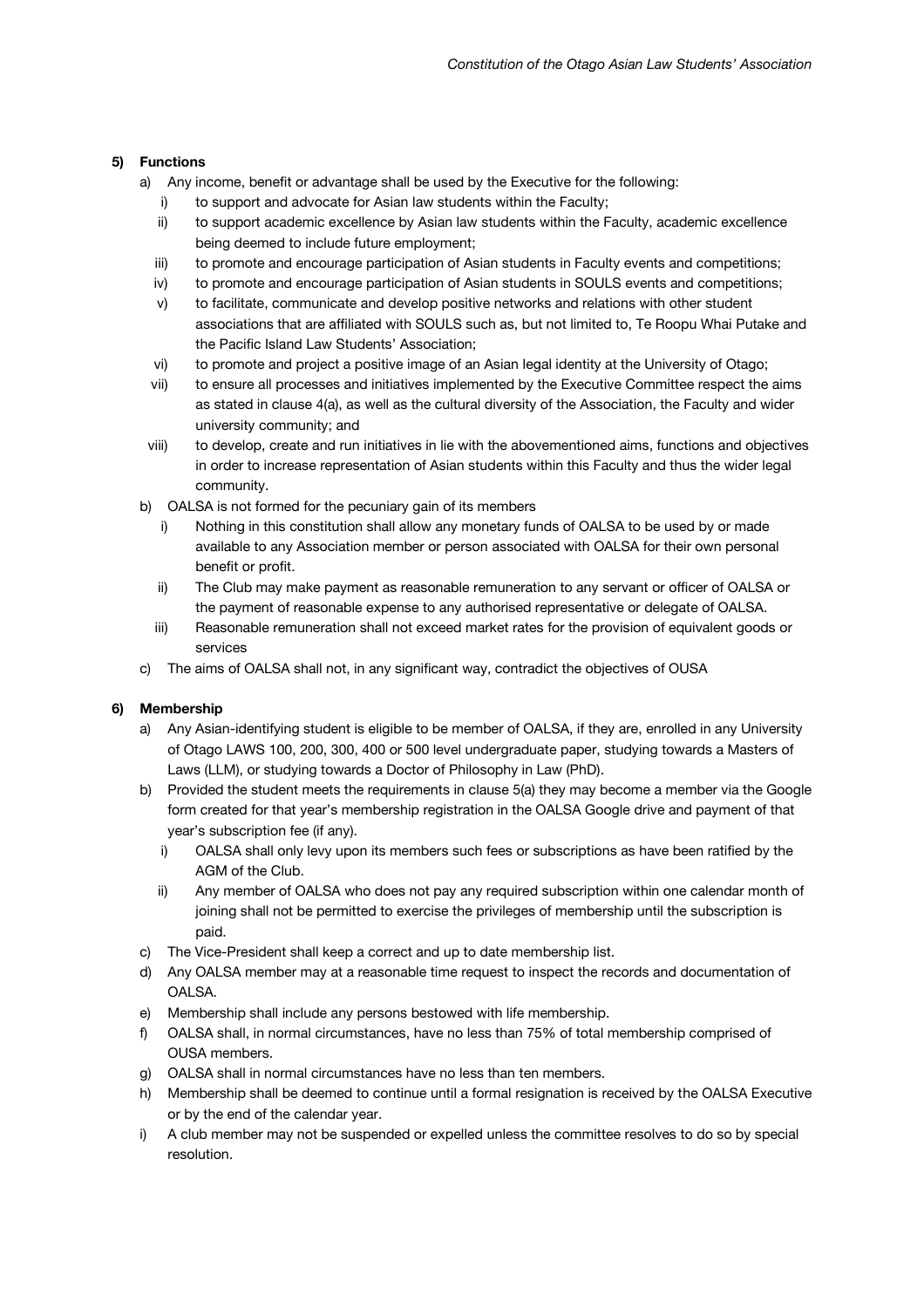**5) Functions**

a) Any income, benefit or advantage shall be used by the Executive for the following:
   i) to support and advocate for Asian law students within the Faculty;
   ii) to support academic excellence by Asian law students within the Faculty, academic excellence being deemed to include future employment;
   iii) to promote and encourage participation of Asian students in Faculty events and competitions;
   iv) to promote and encourage participation of Asian students in SOULS events and competitions;
   v) to facilitate, communicate and develop positive networks and relations with other student associations that are affiliated with SOULS such as, but not limited to, Te Roopu Whai Putake and the Pacific Island Law Students' Association;
   vi) to promote and project a positive image of an Asian legal identity at the University of Otago;
   vii) to ensure all processes and initiatives implemented by the Executive Committee respect the aims as stated in clause 4(a), as well as the cultural diversity of the Association, the Faculty and wider university community; and
   viii) to develop, create and run initiatives in lie with the abovementioned aims, functions and objectives in order to increase representation of Asian students within this Faculty and thus the wider legal community.

b) OALSA is not formed for the pecuniary gain of its members
   i) Nothing in this constitution shall allow any monetary funds of OALSA to be used by or made available to any Association member or person associated with OALSA for their own personal benefit or profit.
   ii) The Club may make payment as reasonable remuneration to any servant or officer of OALSA or the payment of reasonable expense to any authorised representative or delegate of OALSA.
   iii) Reasonable remuneration shall not exceed market rates for the provision of equivalent goods or services

c) The aims of OALSA shall not, in any significant way, contradict the objectives of OUSA

**6) Membership**

a) Any Asian-identifying student is eligible to be member of OALSA, if they are, enrolled in any University of Otago LAWS 100, 200, 300, 400 or 500 level undergraduate paper, studying towards a Masters of Laws (LLM), or studying towards a Doctor of Philosophy in Law (PhD).

b) Provided the student meets the requirements in clause 5(a) they may become a member via the Google form created for that year's membership registration in the OALSA Google drive and payment of that year's subscription fee (if any).
   i) OALSA shall only levy upon its members such fees or subscriptions as have been ratified by the AGM of the Club.
   ii) Any member of OALSA who does not pay any required subscription within one calendar month of joining shall not be permitted to exercise the privileges of membership until the subscription is paid.

c) The Vice-President shall keep a correct and up to date membership list.

d) Any OALSA member may at a reasonable time request to inspect the records and documentation of OALSA.

e) Membership shall include any persons bestowed with life membership.

f) OALSA shall, in normal circumstances, have no less than 75% of total membership comprised of OUSA members.

g) OALSA shall in normal circumstances have no less than ten members.

h) Membership shall be deemed to continue until a formal resignation is received by the OALSA Executive or by the end of the calendar year.

i) A club member may not be suspended or expelled unless the committee resolves to do so by special resolution.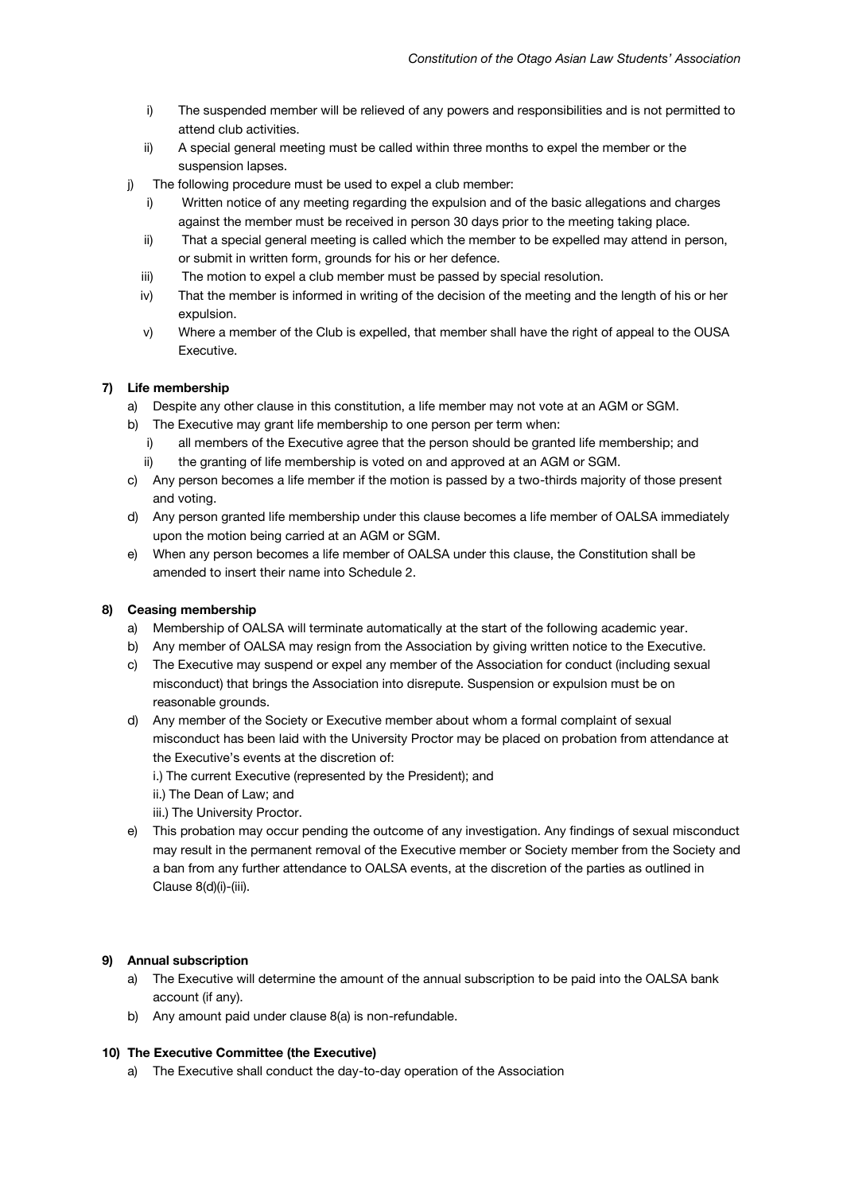i) The suspended member will be relieved of any powers and responsibilities and is not permitted to attend club activities.
   ii) A special general meeting must be called within three months to expel the member or the suspension lapses.

j) The following procedure must be used to expel a club member:
   i) Written notice of any meeting regarding the expulsion and of the basic allegations and charges against the member must be received in person 30 days prior to the meeting taking place.
   ii) That a special general meeting is called which the member to be expelled may attend in person, or submit in written form, grounds for his or her defence.
   iii) The motion to expel a club member must be passed by special resolution.
   iv) That the member is informed in writing of the decision of the meeting and the length of his or her expulsion.
   v) Where a member of the Club is expelled, that member shall have the right of appeal to the OUSA Executive.

**7) Life membership**

a) Despite any other clause in this constitution, a life member may not vote at an AGM or SGM.

b) The Executive may grant life membership to one person per term when:
   i) all members of the Executive agree that the person should be granted life membership; and
   ii) the granting of life membership is voted on and approved at an AGM or SGM.

c) Any person becomes a life member if the motion is passed by a two-thirds majority of those present and voting.

d) Any person granted life membership under this clause becomes a life member of OALSA immediately upon the motion being carried at an AGM or SGM.

e) When any person becomes a life member of OALSA under this clause, the Constitution shall be amended to insert their name into Schedule 2.

**8) Ceasing membership**

a) Membership of OALSA will terminate automatically at the start of the following academic year.

b) Any member of OALSA may resign from the Association by giving written notice to the Executive.

c) The Executive may suspend or expel any member of the Association for conduct (including sexual misconduct) that brings the Association into disrepute. Suspension or expulsion must be on reasonable grounds.

d) Any member of the Society or Executive member about whom a formal complaint of sexual misconduct has been laid with the University Proctor may be placed on probation from attendance at the Executive's events at the discretion of:

   i.) The current Executive (represented by the President); and

   ii.) The Dean of Law; and

   iii.) The University Proctor.

e) This probation may occur pending the outcome of any investigation. Any findings of sexual misconduct may result in the permanent removal of the Executive member or Society member from the Society and a ban from any further attendance to OALSA events, at the discretion of the parties as outlined in Clause 8(d)(i)-(iii).

**9) Annual subscription**

a) The Executive will determine the amount of the annual subscription to be paid into the OALSA bank account (if any).

b) Any amount paid under clause 8(a) is non-refundable.

**10) The Executive Committee (the Executive)**

a) The Executive shall conduct the day-to-day operation of the Association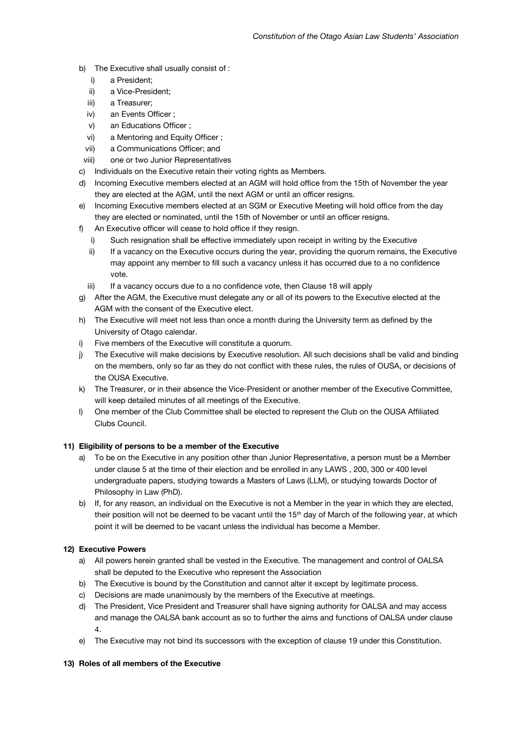b) The Executive shall usually consist of :
   i) a President;
   ii) a Vice-President;
   iii) a Treasurer;
   iv) an Events Officer ;
   v) an Educations Officer ;
   vi) a Mentoring and Equity Officer ;
   vii) a Communications Officer; and
   viii) one or two Junior Representatives

c) Individuals on the Executive retain their voting rights as Members.

d) Incoming Executive members elected at an AGM will hold office from the 15th of November the year they are elected at the AGM, until the next AGM or until an officer resigns.

e) Incoming Executive members elected at an SGM or Executive Meeting will hold office from the day they are elected or nominated, until the 15th of November or until an officer resigns.

f) An Executive officer will cease to hold office if they resign.
   i) Such resignation shall be effective immediately upon receipt in writing by the Executive
   ii) If a vacancy on the Executive occurs during the year, providing the quorum remains, the Executive may appoint any member to fill such a vacancy unless it has occurred due to a no confidence vote.
   iii) If a vacancy occurs due to a no confidence vote, then Clause 18 will apply

g) After the AGM, the Executive must delegate any or all of its powers to the Executive elected at the AGM with the consent of the Executive elect.

h) The Executive will meet not less than once a month during the University term as defined by the University of Otago calendar.

i) Five members of the Executive will constitute a quorum.

j) The Executive will make decisions by Executive resolution. All such decisions shall be valid and binding on the members, only so far as they do not conflict with these rules, the rules of OUSA, or decisions of the OUSA Executive.

k) The Treasurer, or in their absence the Vice-President or another member of the Executive Committee, will keep detailed minutes of all meetings of the Executive.

l) One member of the Club Committee shall be elected to represent the Club on the OUSA Affiliated Clubs Council.

**11) Eligibility of persons to be a member of the Executive**

a) To be on the Executive in any position other than Junior Representative, a person must be a Member under clause 5 at the time of their election and be enrolled in any LAWS , 200, 300 or 400 level undergraduate papers, studying towards a Masters of Laws (LLM), or studying towards Doctor of Philosophy in Law (PhD).

b) If, for any reason, an individual on the Executive is not a Member in the year in which they are elected, their position will not be deemed to be vacant until the 15th day of March of the following year, at which point it will be deemed to be vacant unless the individual has become a Member.

**12) Executive Powers**

a) All powers herein granted shall be vested in the Executive. The management and control of OALSA shall be deputed to the Executive who represent the Association

b) The Executive is bound by the Constitution and cannot alter it except by legitimate process.

c) Decisions are made unanimously by the members of the Executive at meetings.

d) The President, Vice President and Treasurer shall have signing authority for OALSA and may access and manage the OALSA bank account as so to further the aims and functions of OALSA under clause 4.

e) The Executive may not bind its successors with the exception of clause 19 under this Constitution.

**13) Roles of all members of the Executive**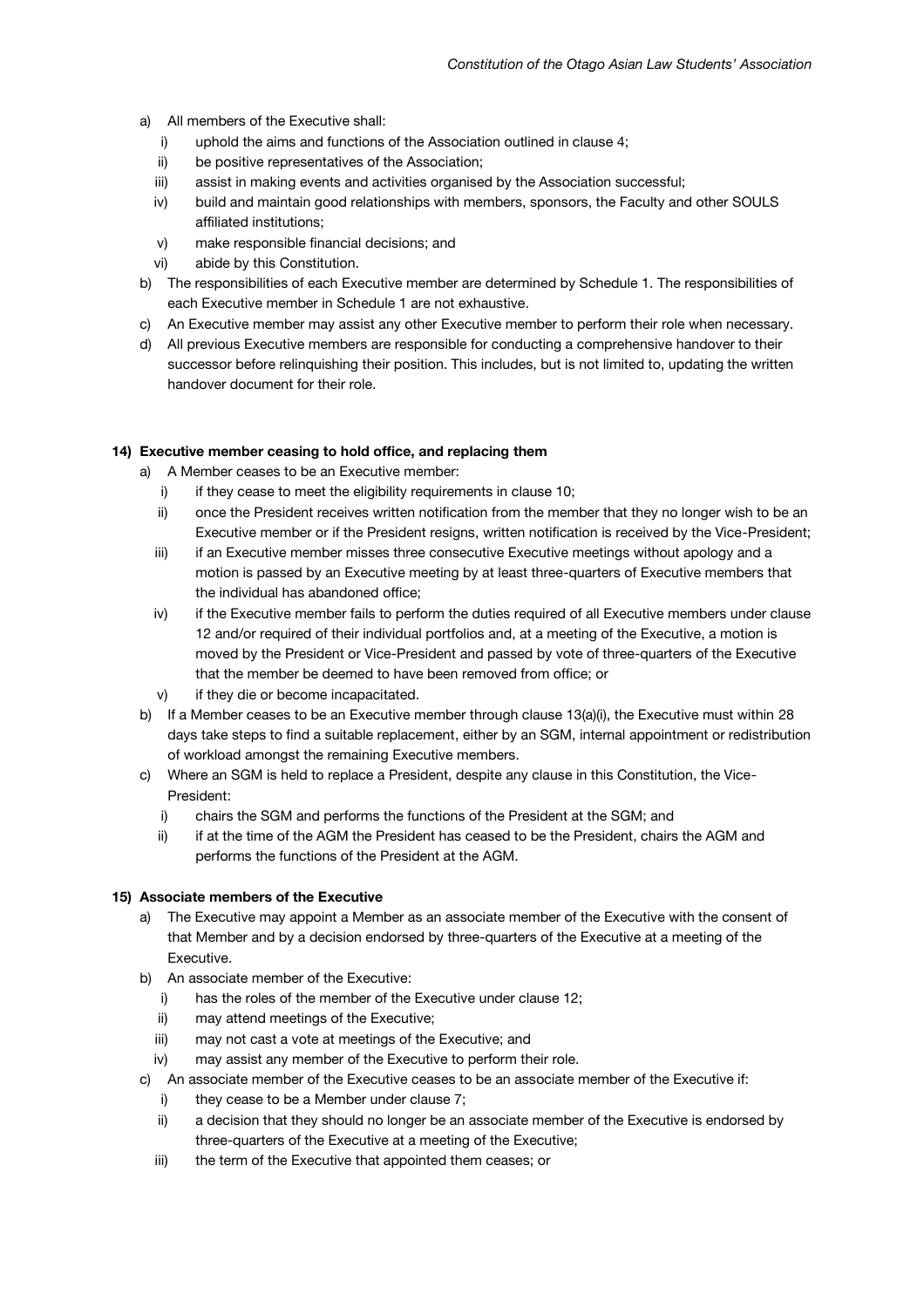a) All members of the Executive shall:
   i) uphold the aims and functions of the Association outlined in clause 4;
   ii) be positive representatives of the Association;
   iii) assist in making events and activities organised by the Association successful;
   iv) build and maintain good relationships with members, sponsors, the Faculty and other SOULS affiliated institutions;
   v) make responsible financial decisions; and
   vi) abide by this Constitution.

b) The responsibilities of each Executive member are determined by Schedule 1. The responsibilities of each Executive member in Schedule 1 are not exhaustive.

c) An Executive member may assist any other Executive member to perform their role when necessary.

d) All previous Executive members are responsible for conducting a comprehensive handover to their successor before relinquishing their position. This includes, but is not limited to, updating the written handover document for their role.

**14) Executive member ceasing to hold office, and replacing them**

a) A Member ceases to be an Executive member:
   i) if they cease to meet the eligibility requirements in clause 10;
   ii) once the President receives written notification from the member that they no longer wish to be an Executive member or if the President resigns, written notification is received by the Vice-President;
   iii) if an Executive member misses three consecutive Executive meetings without apology and a motion is passed by an Executive meeting by at least three-quarters of Executive members that the individual has abandoned office;
   iv) if the Executive member fails to perform the duties required of all Executive members under clause 12 and/or required of their individual portfolios and, at a meeting of the Executive, a motion is moved by the President or Vice-President and passed by vote of three-quarters of the Executive that the member be deemed to have been removed from office; or
   v) if they die or become incapacitated.

b) If a Member ceases to be an Executive member through clause 13(a)(i), the Executive must within 28 days take steps to find a suitable replacement, either by an SGM, internal appointment or redistribution of workload amongst the remaining Executive members.

c) Where an SGM is held to replace a President, despite any clause in this Constitution, the Vice-President:
   i) chairs the SGM and performs the functions of the President at the SGM; and
   ii) if at the time of the AGM the President has ceased to be the President, chairs the AGM and performs the functions of the President at the AGM.

**15) Associate members of the Executive**

a) The Executive may appoint a Member as an associate member of the Executive with the consent of that Member and by a decision endorsed by three-quarters of the Executive at a meeting of the Executive.

b) An associate member of the Executive:
   i) has the roles of the member of the Executive under clause 12;
   ii) may attend meetings of the Executive;
   iii) may not cast a vote at meetings of the Executive; and
   iv) may assist any member of the Executive to perform their role.

c) An associate member of the Executive ceases to be an associate member of the Executive if:
   i) they cease to be a Member under clause 7;
   ii) a decision that they should no longer be an associate member of the Executive is endorsed by three-quarters of the Executive at a meeting of the Executive;
   iii) the term of the Executive that appointed them ceases; or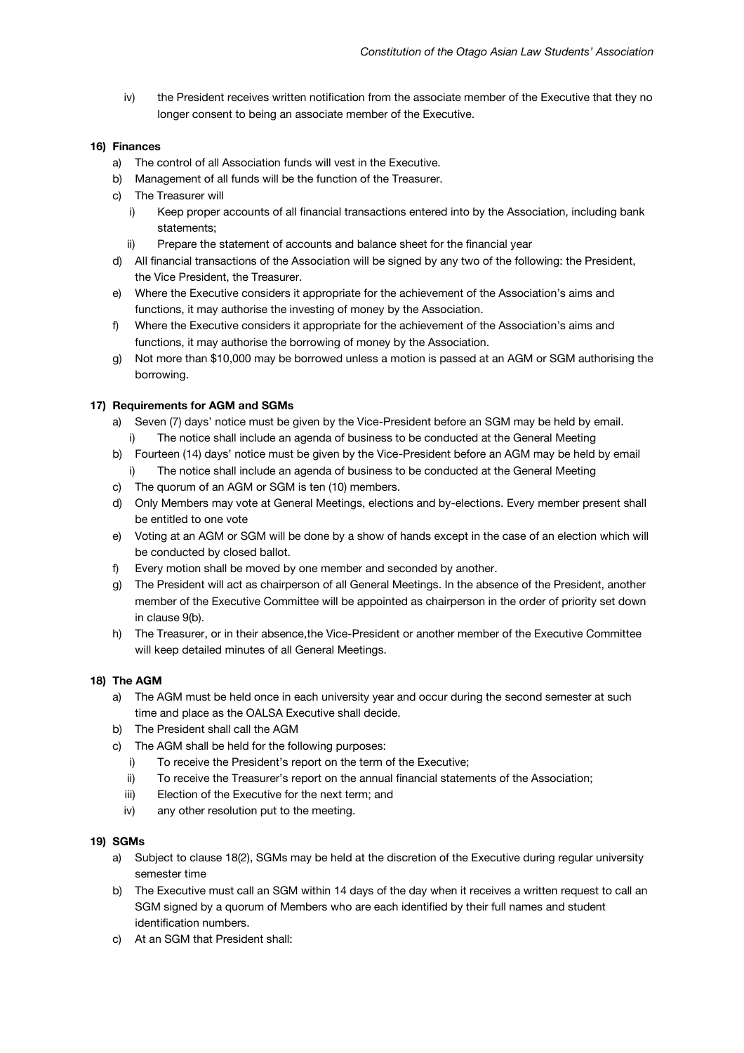iv) the President receives written notification from the associate member of the Executive that they no longer consent to being an associate member of the Executive.

**16) Finances**

a) The control of all Association funds will vest in the Executive.

b) Management of all funds will be the function of the Treasurer.

c) The Treasurer will

   i) Keep proper accounts of all financial transactions entered into by the Association, including bank statements;

   ii) Prepare the statement of accounts and balance sheet for the financial year

d) All financial transactions of the Association will be signed by any two of the following: the President, the Vice President, the Treasurer.

e) Where the Executive considers it appropriate for the achievement of the Association's aims and functions, it may authorise the investing of money by the Association.

f) Where the Executive considers it appropriate for the achievement of the Association's aims and functions, it may authorise the borrowing of money by the Association.

g) Not more than $10,000 may be borrowed unless a motion is passed at an AGM or SGM authorising the borrowing.

**17) Requirements for AGM and SGMs**

a) Seven (7) days' notice must be given by the Vice-President before an SGM may be held by email.

   i) The notice shall include an agenda of business to be conducted at the General Meeting

b) Fourteen (14) days' notice must be given by the Vice-President before an AGM may be held by email

   i) The notice shall include an agenda of business to be conducted at the General Meeting

c) The quorum of an AGM or SGM is ten (10) members.

d) Only Members may vote at General Meetings, elections and by-elections. Every member present shall be entitled to one vote

e) Voting at an AGM or SGM will be done by a show of hands except in the case of an election which will be conducted by closed ballot.

f) Every motion shall be moved by one member and seconded by another.

g) The President will act as chairperson of all General Meetings. In the absence of the President, another member of the Executive Committee will be appointed as chairperson in the order of priority set down in clause 9(b).

h) The Treasurer, or in their absence,the Vice-President or another member of the Executive Committee will keep detailed minutes of all General Meetings.

**18) The AGM**

a) The AGM must be held once in each university year and occur during the second semester at such time and place as the OALSA Executive shall decide.

b) The President shall call the AGM

c) The AGM shall be held for the following purposes:

   i) To receive the President's report on the term of the Executive;

   ii) To receive the Treasurer's report on the annual financial statements of the Association;

   iii) Election of the Executive for the next term; and

   iv) any other resolution put to the meeting.

**19) SGMs**

a) Subject to clause 18(2), SGMs may be held at the discretion of the Executive during regular university semester time

b) The Executive must call an SGM within 14 days of the day when it receives a written request to call an SGM signed by a quorum of Members who are each identified by their full names and student identification numbers.

c) At an SGM that President shall: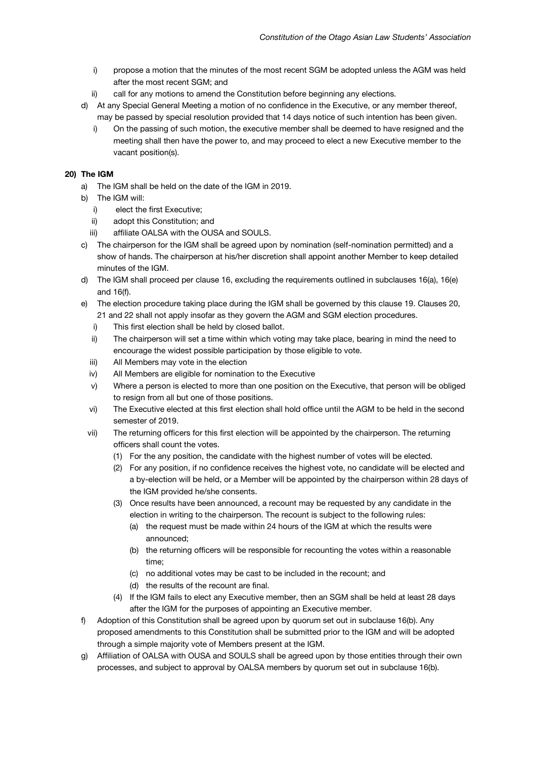i) propose a motion that the minutes of the most recent SGM be adopted unless the AGM was held after the most recent SGM; and
ii) call for any motions to amend the Constitution before beginning any elections.

d) At any Special General Meeting a motion of no confidence in the Executive, or any member thereof, may be passed by special resolution provided that 14 days notice of such intention has been given.
   i) On the passing of such motion, the executive member shall be deemed to have resigned and the meeting shall then have the power to, and may proceed to elect a new Executive member to the vacant position(s).

**20) The IGM**

a) The IGM shall be held on the date of the IGM in 2019.

b) The IGM will:
   i) elect the first Executive;
   ii) adopt this Constitution; and
   iii) affiliate OALSA with the OUSA and SOULS.

c) The chairperson for the IGM shall be agreed upon by nomination (self-nomination permitted) and a show of hands. The chairperson at his/her discretion shall appoint another Member to keep detailed minutes of the IGM.

d) The IGM shall proceed per clause 16, excluding the requirements outlined in subclauses 16(a), 16(e) and 16(f).

e) The election procedure taking place during the IGM shall be governed by this clause 19. Clauses 20, 21 and 22 shall not apply insofar as they govern the AGM and SGM election procedures.
   i) This first election shall be held by closed ballot.
   ii) The chairperson will set a time within which voting may take place, bearing in mind the need to encourage the widest possible participation by those eligible to vote.
   iii) All Members may vote in the election
   iv) All Members are eligible for nomination to the Executive
   v) Where a person is elected to more than one position on the Executive, that person will be obliged to resign from all but one of those positions.
   vi) The Executive elected at this first election shall hold office until the AGM to be held in the second semester of 2019.
   vii) The returning officers for this first election will be appointed by the chairperson. The returning officers shall count the votes.
      (1) For the any position, the candidate with the highest number of votes will be elected.
      (2) For any position, if no confidence receives the highest vote, no candidate will be elected and a by-election will be held, or a Member will be appointed by the chairperson within 28 days of the IGM provided he/she consents.
      (3) Once results have been announced, a recount may be requested by any candidate in the election in writing to the chairperson. The recount is subject to the following rules:
         (a) the request must be made within 24 hours of the IGM at which the results were announced;
         (b) the returning officers will be responsible for recounting the votes within a reasonable time;
         (c) no additional votes may be cast to be included in the recount; and
         (d) the results of the recount are final.
      (4) If the IGM fails to elect any Executive member, then an SGM shall be held at least 28 days after the IGM for the purposes of appointing an Executive member.

f) Adoption of this Constitution shall be agreed upon by quorum set out in subclause 16(b). Any proposed amendments to this Constitution shall be submitted prior to the IGM and will be adopted through a simple majority vote of Members present at the IGM.

g) Affiliation of OALSA with OUSA and SOULS shall be agreed upon by those entities through their own processes, and subject to approval by OALSA members by quorum set out in subclause 16(b).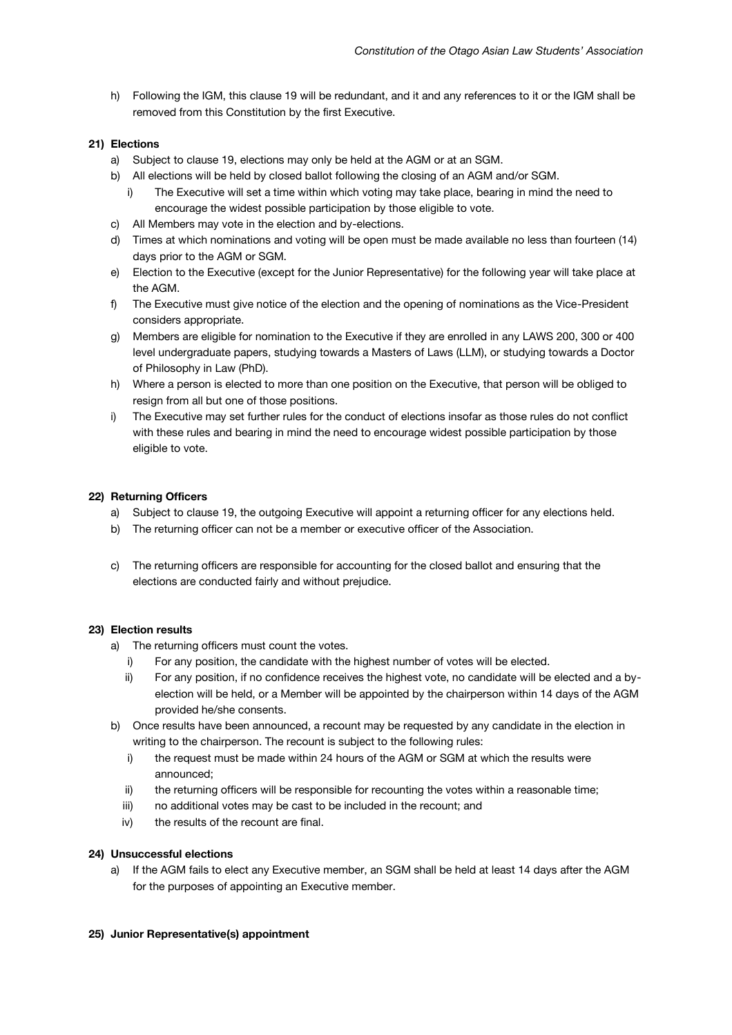h) Following the IGM, this clause 19 will be redundant, and it and any references to it or the IGM shall be removed from this Constitution by the first Executive.

**21) Elections**

a) Subject to clause 19, elections may only be held at the AGM or at an SGM.

b) All elections will be held by closed ballot following the closing of an AGM and/or SGM.

   i) The Executive will set a time within which voting may take place, bearing in mind the need to encourage the widest possible participation by those eligible to vote.

c) All Members may vote in the election and by-elections.

d) Times at which nominations and voting will be open must be made available no less than fourteen (14) days prior to the AGM or SGM.

e) Election to the Executive (except for the Junior Representative) for the following year will take place at the AGM.

f) The Executive must give notice of the election and the opening of nominations as the Vice-President considers appropriate.

g) Members are eligible for nomination to the Executive if they are enrolled in any LAWS 200, 300 or 400 level undergraduate papers, studying towards a Masters of Laws (LLM), or studying towards a Doctor of Philosophy in Law (PhD).

h) Where a person is elected to more than one position on the Executive, that person will be obliged to resign from all but one of those positions.

i) The Executive may set further rules for the conduct of elections insofar as those rules do not conflict with these rules and bearing in mind the need to encourage widest possible participation by those eligible to vote.

**22) Returning Officers**

a) Subject to clause 19, the outgoing Executive will appoint a returning officer for any elections held.

b) The returning officer can not be a member or executive officer of the Association.

c) The returning officers are responsible for accounting for the closed ballot and ensuring that the elections are conducted fairly and without prejudice.

**23) Election results**

a) The returning officers must count the votes.

   i) For any position, the candidate with the highest number of votes will be elected.

   ii) For any position, if no confidence receives the highest vote, no candidate will be elected and a by-election will be held, or a Member will be appointed by the chairperson within 14 days of the AGM provided he/she consents.

b) Once results have been announced, a recount may be requested by any candidate in the election in writing to the chairperson. The recount is subject to the following rules:

   i) the request must be made within 24 hours of the AGM or SGM at which the results were announced;

   ii) the returning officers will be responsible for recounting the votes within a reasonable time;

   iii) no additional votes may be cast to be included in the recount; and

   iv) the results of the recount are final.

**24) Unsuccessful elections**

a) If the AGM fails to elect any Executive member, an SGM shall be held at least 14 days after the AGM for the purposes of appointing an Executive member.

**25) Junior Representative(s) appointment**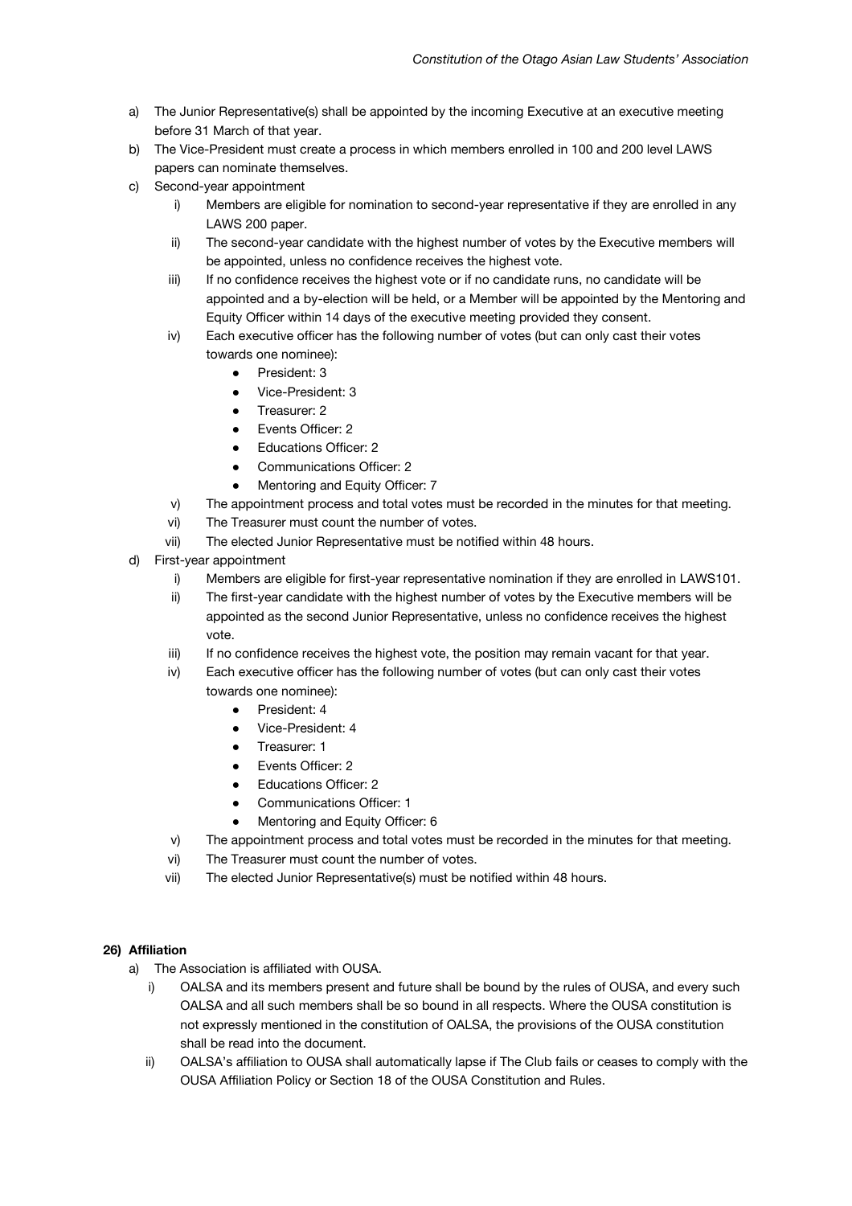a) The Junior Representative(s) shall be appointed by the incoming Executive at an executive meeting before 31 March of that year.
b) The Vice-President must create a process in which members enrolled in 100 and 200 level LAWS papers can nominate themselves.
c) Second-year appointment
    i) Members are eligible for nomination to second-year representative if they are enrolled in any LAWS 200 paper.
    ii) The second-year candidate with the highest number of votes by the Executive members will be appointed, unless no confidence receives the highest vote.
    iii) If no confidence receives the highest vote or if no candidate runs, no candidate will be appointed and a by-election will be held, or a Member will be appointed by the Mentoring and Equity Officer within 14 days of the executive meeting provided they consent.
    iv) Each executive officer has the following number of votes (but can only cast their votes towards one nominee):
        - President: 3
        - Vice-President: 3
        - Treasurer: 2
        - Events Officer: 2
        - Educations Officer: 2
        - Communications Officer: 2
        - Mentoring and Equity Officer: 7
    v) The appointment process and total votes must be recorded in the minutes for that meeting.
    vi) The Treasurer must count the number of votes.
    vii) The elected Junior Representative must be notified within 48 hours.
d) First-year appointment
    i) Members are eligible for first-year representative nomination if they are enrolled in LAWS101.
    ii) The first-year candidate with the highest number of votes by the Executive members will be appointed as the second Junior Representative, unless no confidence receives the highest vote.
    iii) If no confidence receives the highest vote, the position may remain vacant for that year.
    iv) Each executive officer has the following number of votes (but can only cast their votes towards one nominee):
        - President: 4
        - Vice-President: 4
        - Treasurer: 1
        - Events Officer: 2
        - Educations Officer: 2
        - Communications Officer: 1
        - Mentoring and Equity Officer: 6
    v) The appointment process and total votes must be recorded in the minutes for that meeting.
    vi) The Treasurer must count the number of votes.
    vii) The elected Junior Representative(s) must be notified within 48 hours.

**26) Affiliation**

a) The Association is affiliated with OUSA.
    i) OALSA and its members present and future shall be bound by the rules of OUSA, and every such OALSA and all such members shall be so bound in all respects. Where the OUSA constitution is not expressly mentioned in the constitution of OALSA, the provisions of the OUSA constitution shall be read into the document.
    ii) OALSA's affiliation to OUSA shall automatically lapse if The Club fails or ceases to comply with the OUSA Affiliation Policy or Section 18 of the OUSA Constitution and Rules.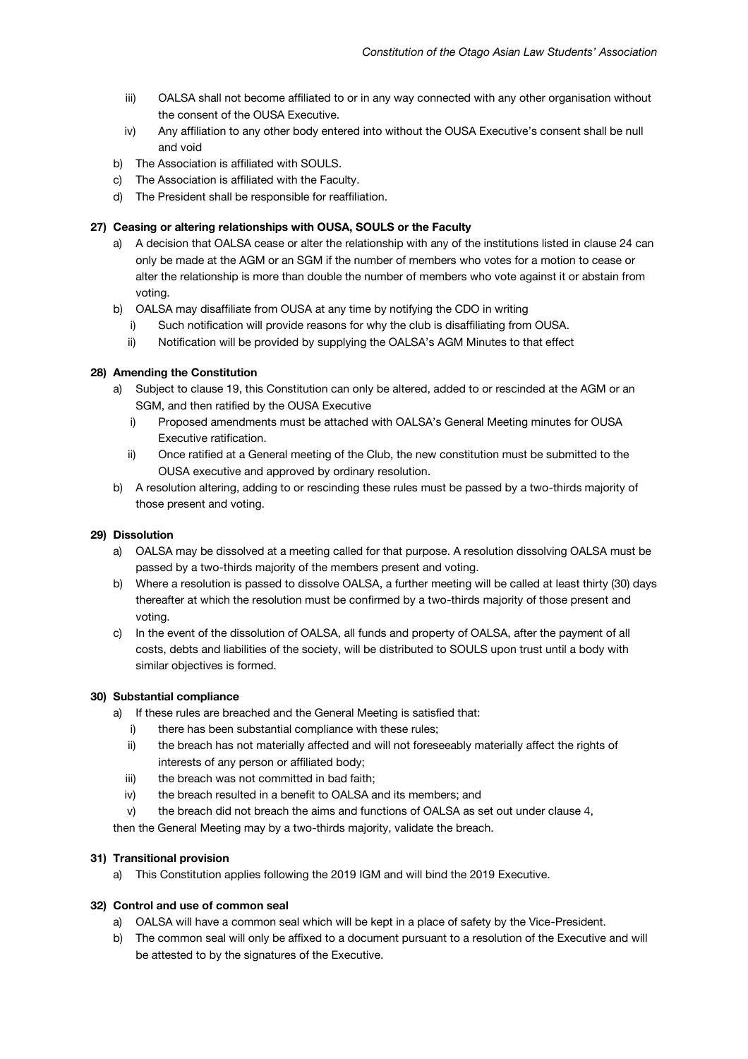iii) OALSA shall not become affiliated to or in any way connected with any other organisation without the consent of the OUSA Executive.
   iv) Any affiliation to any other body entered into without the OUSA Executive's consent shall be null and void

b) The Association is affiliated with SOULS.

c) The Association is affiliated with the Faculty.

d) The President shall be responsible for reaffiliation.

**27) Ceasing or altering relationships with OUSA, SOULS or the Faculty**

a) A decision that OALSA cease or alter the relationship with any of the institutions listed in clause 24 can only be made at the AGM or an SGM if the number of members who votes for a motion to cease or alter the relationship is more than double the number of members who vote against it or abstain from voting.

b) OALSA may disaffiliate from OUSA at any time by notifying the CDO in writing
   i) Such notification will provide reasons for why the club is disaffiliating from OUSA.
   ii) Notification will be provided by supplying the OALSA's AGM Minutes to that effect

**28) Amending the Constitution**

a) Subject to clause 19, this Constitution can only be altered, added to or rescinded at the AGM or an SGM, and then ratified by the OUSA Executive
   i) Proposed amendments must be attached with OALSA's General Meeting minutes for OUSA Executive ratification.
   ii) Once ratified at a General meeting of the Club, the new constitution must be submitted to the OUSA executive and approved by ordinary resolution.

b) A resolution altering, adding to or rescinding these rules must be passed by a two-thirds majority of those present and voting.

**29) Dissolution**

a) OALSA may be dissolved at a meeting called for that purpose. A resolution dissolving OALSA must be passed by a two-thirds majority of the members present and voting.

b) Where a resolution is passed to dissolve OALSA, a further meeting will be called at least thirty (30) days thereafter at which the resolution must be confirmed by a two-thirds majority of those present and voting.

c) In the event of the dissolution of OALSA, all funds and property of OALSA, after the payment of all costs, debts and liabilities of the society, will be distributed to SOULS upon trust until a body with similar objectives is formed.

**30) Substantial compliance**

a) If these rules are breached and the General Meeting is satisfied that:
   i) there has been substantial compliance with these rules;
   ii) the breach has not materially affected and will not foreseeably materially affect the rights of interests of any person or affiliated body;
   iii) the breach was not committed in bad faith;
   iv) the breach resulted in a benefit to OALSA and its members; and
   v) the breach did not breach the aims and functions of OALSA as set out under clause 4,

then the General Meeting may by a two-thirds majority, validate the breach.

**31) Transitional provision**

a) This Constitution applies following the 2019 IGM and will bind the 2019 Executive.

**32) Control and use of common seal**

a) OALSA will have a common seal which will be kept in a place of safety by the Vice-President.

b) The common seal will only be affixed to a document pursuant to a resolution of the Executive and will be attested to by the signatures of the Executive.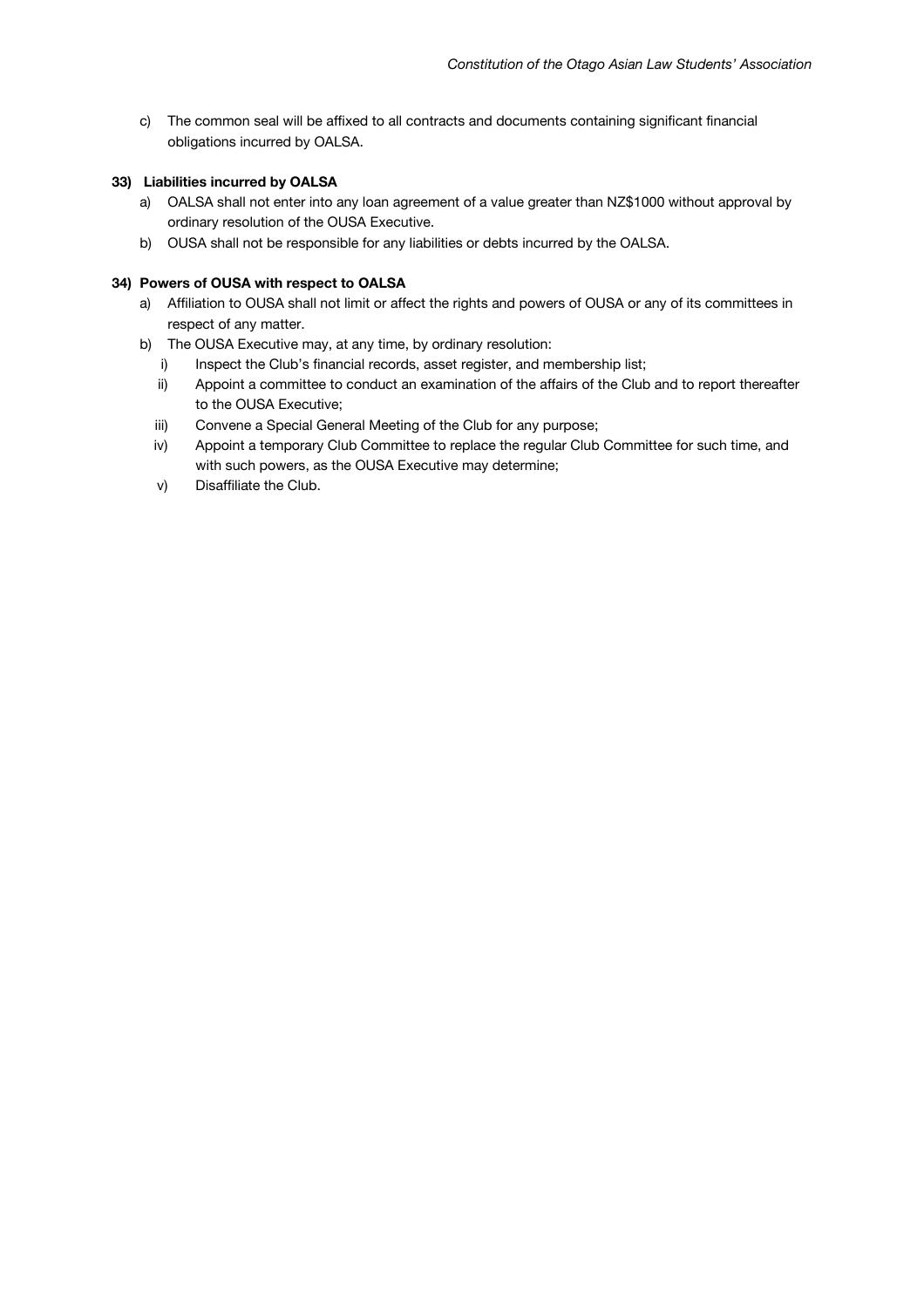c) The common seal will be affixed to all contracts and documents containing significant financial obligations incurred by OALSA.

**33) Liabilities incurred by OALSA**

a) OALSA shall not enter into any loan agreement of a value greater than NZ$1000 without approval by ordinary resolution of the OUSA Executive.

b) OUSA shall not be responsible for any liabilities or debts incurred by the OALSA.

**34) Powers of OUSA with respect to OALSA**

a) Affiliation to OUSA shall not limit or affect the rights and powers of OUSA or any of its committees in respect of any matter.

b) The OUSA Executive may, at any time, by ordinary resolution:

   i) Inspect the Club's financial records, asset register, and membership list;

   ii) Appoint a committee to conduct an examination of the affairs of the Club and to report thereafter to the OUSA Executive;

   iii) Convene a Special General Meeting of the Club for any purpose;

   iv) Appoint a temporary Club Committee to replace the regular Club Committee for such time, and with such powers, as the OUSA Executive may determine;

   v) Disaffiliate the Club.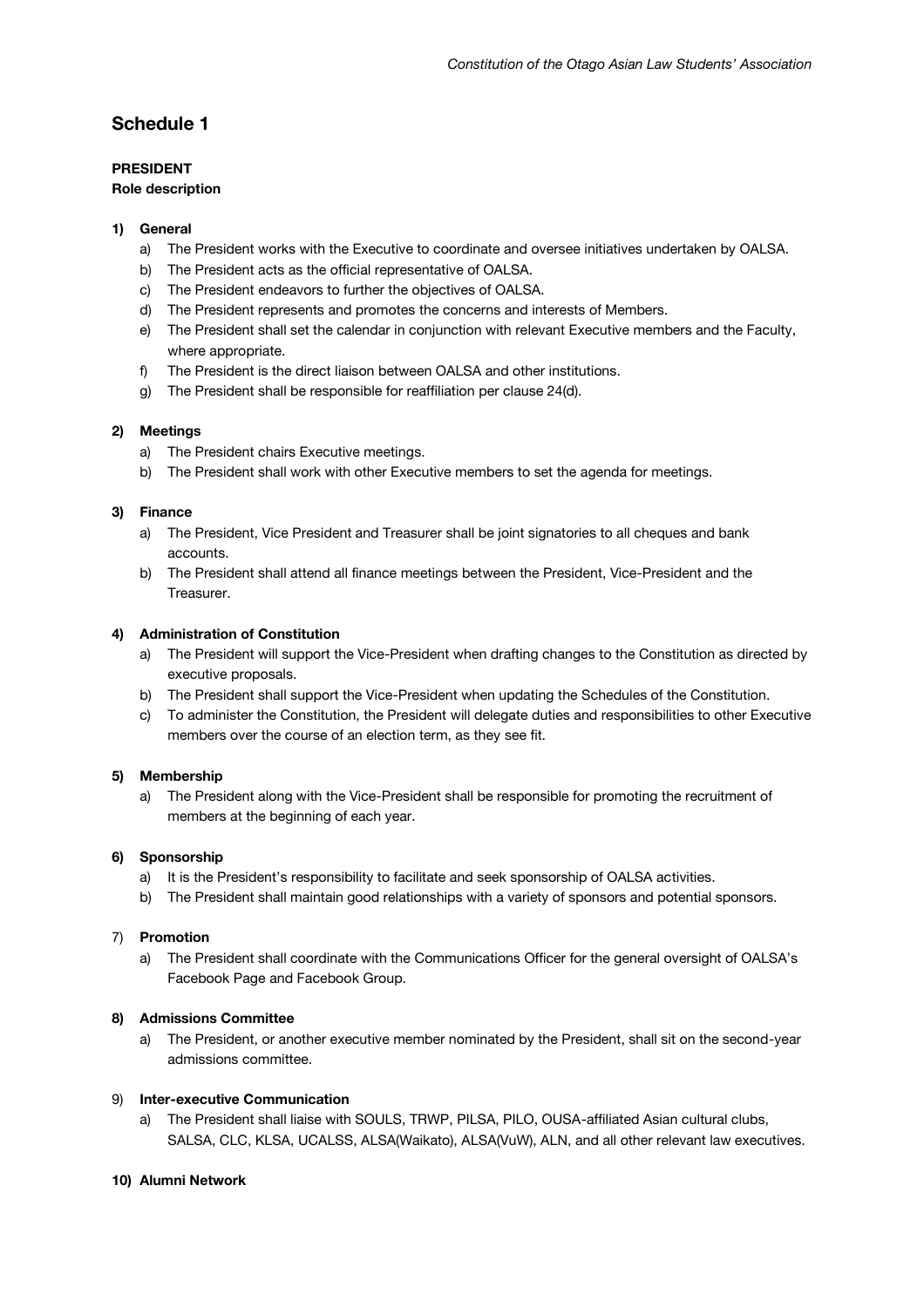## Schedule 1

**PRESIDENT**
**Role description**

1) **General**
   a) The President works with the Executive to coordinate and oversee initiatives undertaken by OALSA.
   b) The President acts as the official representative of OALSA.
   c) The President endeavors to further the objectives of OALSA.
   d) The President represents and promotes the concerns and interests of Members.
   e) The President shall set the calendar in conjunction with relevant Executive members and the Faculty, where appropriate.
   f) The President is the direct liaison between OALSA and other institutions.
   g) The President shall be responsible for reaffiliation per clause 24(d).

2) **Meetings**
   a) The President chairs Executive meetings.
   b) The President shall work with other Executive members to set the agenda for meetings.

3) **Finance**
   a) The President, Vice President and Treasurer shall be joint signatories to all cheques and bank accounts.
   b) The President shall attend all finance meetings between the President, Vice-President and the Treasurer.

4) **Administration of Constitution**
   a) The President will support the Vice-President when drafting changes to the Constitution as directed by executive proposals.
   b) The President shall support the Vice-President when updating the Schedules of the Constitution.
   c) To administer the Constitution, the President will delegate duties and responsibilities to other Executive members over the course of an election term, as they see fit.

5) **Membership**
   a) The President along with the Vice-President shall be responsible for promoting the recruitment of members at the beginning of each year.

6) **Sponsorship**
   a) It is the President's responsibility to facilitate and seek sponsorship of OALSA activities.
   b) The President shall maintain good relationships with a variety of sponsors and potential sponsors.

7) **Promotion**
   a) The President shall coordinate with the Communications Officer for the general oversight of OALSA's Facebook Page and Facebook Group.

8) **Admissions Committee**
   a) The President, or another executive member nominated by the President, shall sit on the second-year admissions committee.

9) **Inter-executive Communication**
   a) The President shall liaise with SOULS, TRWP, PILSA, PILO, OUSA-affiliated Asian cultural clubs, SALSA, CLC, KLSA, UCALSS, ALSA(Waikato), ALSA(VuW), ALN, and all other relevant law executives.

10) **Alumni Network**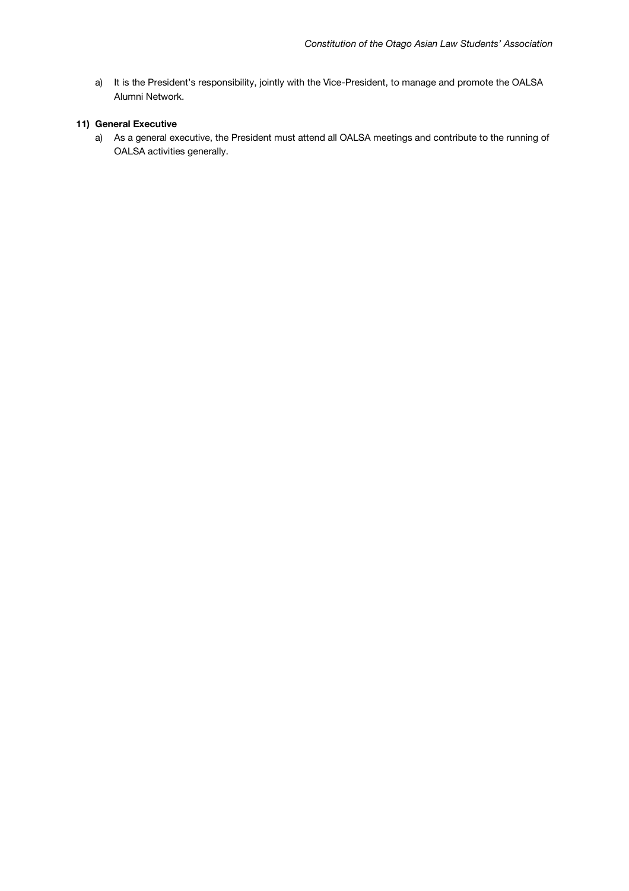a) It is the President's responsibility, jointly with the Vice-President, to manage and promote the OALSA Alumni Network.

**11) General Executive**

a) As a general executive, the President must attend all OALSA meetings and contribute to the running of OALSA activities generally.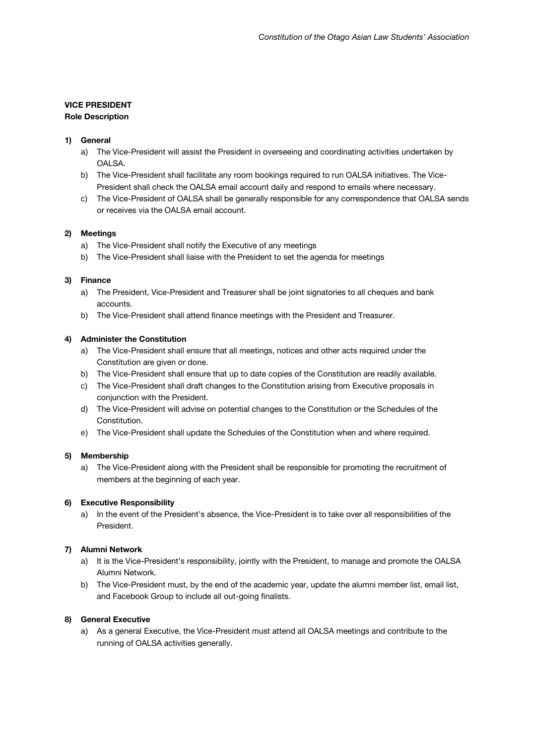**VICE PRESIDENT**
**Role Description**

1) **General**
   a) The Vice-President will assist the President in overseeing and coordinating activities undertaken by OALSA.
   b) The Vice-President shall facilitate any room bookings required to run OALSA initiatives. The Vice-President shall check the OALSA email account daily and respond to emails where necessary.
   c) The Vice-President of OALSA shall be generally responsible for any correspondence that OALSA sends or receives via the OALSA email account.

2) **Meetings**
   a) The Vice-President shall notify the Executive of any meetings
   b) The Vice-President shall liaise with the President to set the agenda for meetings

3) **Finance**
   a) The President, Vice-President and Treasurer shall be joint signatories to all cheques and bank accounts.
   b) The Vice-President shall attend finance meetings with the President and Treasurer.

4) **Administer the Constitution**
   a) The Vice-President shall ensure that all meetings, notices and other acts required under the Constitution are given or done.
   b) The Vice-President shall ensure that up to date copies of the Constitution are readily available.
   c) The Vice-President shall draft changes to the Constitution arising from Executive proposals in conjunction with the President.
   d) The Vice-President will advise on potential changes to the Constitution or the Schedules of the Constitution.
   e) The Vice-President shall update the Schedules of the Constitution when and where required.

5) **Membership**
   a) The Vice-President along with the President shall be responsible for promoting the recruitment of members at the beginning of each year.

6) **Executive Responsibility**
   a) In the event of the President's absence, the Vice-President is to take over all responsibilities of the President.

7) **Alumni Network**
   a) It is the Vice-President's responsibility, jointly with the President, to manage and promote the OALSA Alumni Network.
   b) The Vice-President must, by the end of the academic year, update the alumni member list, email list, and Facebook Group to include all out-going finalists.

8) **General Executive**
   a) As a general Executive, the Vice-President must attend all OALSA meetings and contribute to the running of OALSA activities generally.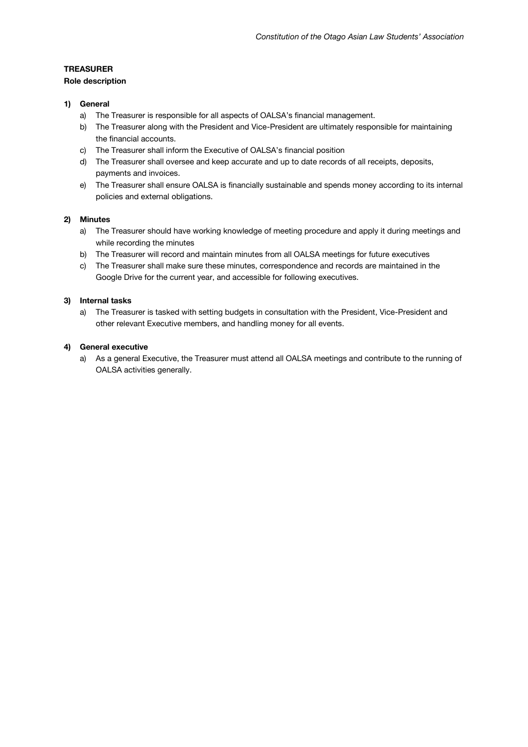**TREASURER**

**Role description**

1) **General**
   a) The Treasurer is responsible for all aspects of OALSA's financial management.
   b) The Treasurer along with the President and Vice-President are ultimately responsible for maintaining the financial accounts.
   c) The Treasurer shall inform the Executive of OALSA's financial position
   d) The Treasurer shall oversee and keep accurate and up to date records of all receipts, deposits, payments and invoices.
   e) The Treasurer shall ensure OALSA is financially sustainable and spends money according to its internal policies and external obligations.

2) **Minutes**
   a) The Treasurer should have working knowledge of meeting procedure and apply it during meetings and while recording the minutes
   b) The Treasurer will record and maintain minutes from all OALSA meetings for future executives
   c) The Treasurer shall make sure these minutes, correspondence and records are maintained in the Google Drive for the current year, and accessible for following executives.

3) **Internal tasks**
   a) The Treasurer is tasked with setting budgets in consultation with the President, Vice-President and other relevant Executive members, and handling money for all events.

4) **General executive**
   a) As a general Executive, the Treasurer must attend all OALSA meetings and contribute to the running of OALSA activities generally.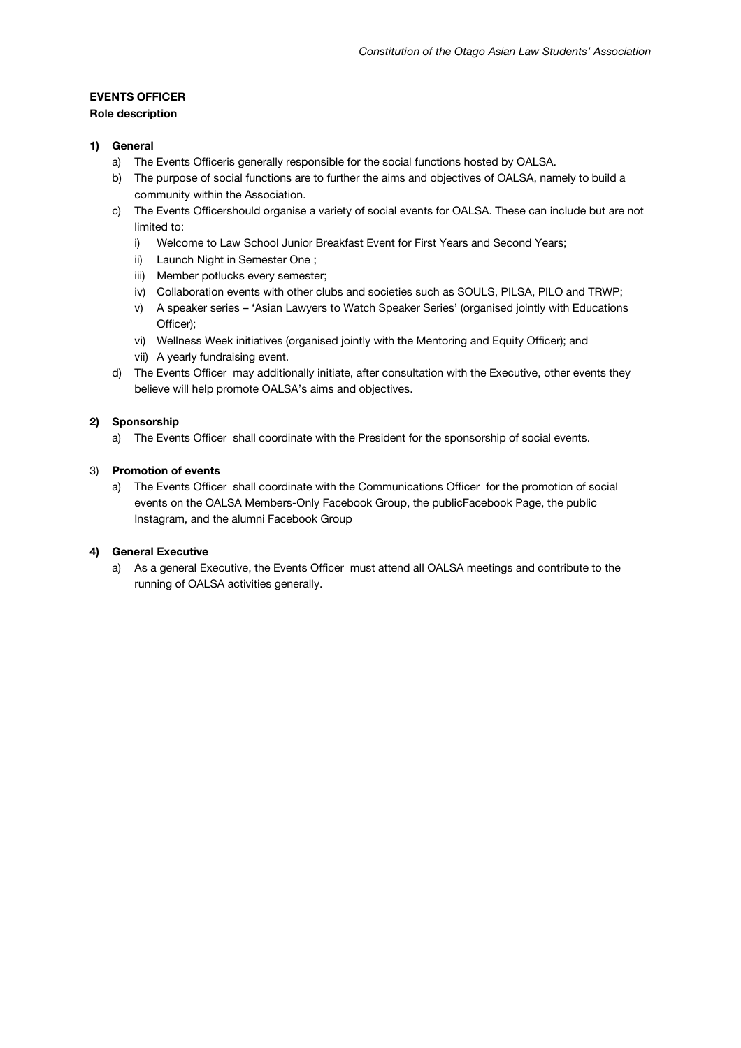**EVENTS OFFICER**

**Role description**

**1) General**

a) The Events Officeris generally responsible for the social functions hosted by OALSA.

b) The purpose of social functions are to further the aims and objectives of OALSA, namely to build a community within the Association.

c) The Events Officershould organise a variety of social events for OALSA. These can include but are not limited to:

   i) Welcome to Law School Junior Breakfast Event for First Years and Second Years;

   ii) Launch Night in Semester One ;

   iii) Member potlucks every semester;

   iv) Collaboration events with other clubs and societies such as SOULS, PILSA, PILO and TRWP;

   v) A speaker series – 'Asian Lawyers to Watch Speaker Series' (organised jointly with Educations Officer);

   vi) Wellness Week initiatives (organised jointly with the Mentoring and Equity Officer); and

   vii) A yearly fundraising event.

d) The Events Officer may additionally initiate, after consultation with the Executive, other events they believe will help promote OALSA's aims and objectives.

**2) Sponsorship**

a) The Events Officer shall coordinate with the President for the sponsorship of social events.

3) **Promotion of events**

a) The Events Officer shall coordinate with the Communications Officer for the promotion of social events on the OALSA Members-Only Facebook Group, the publicFacebook Page, the public Instagram, and the alumni Facebook Group

**4) General Executive**

a) As a general Executive, the Events Officer must attend all OALSA meetings and contribute to the running of OALSA activities generally.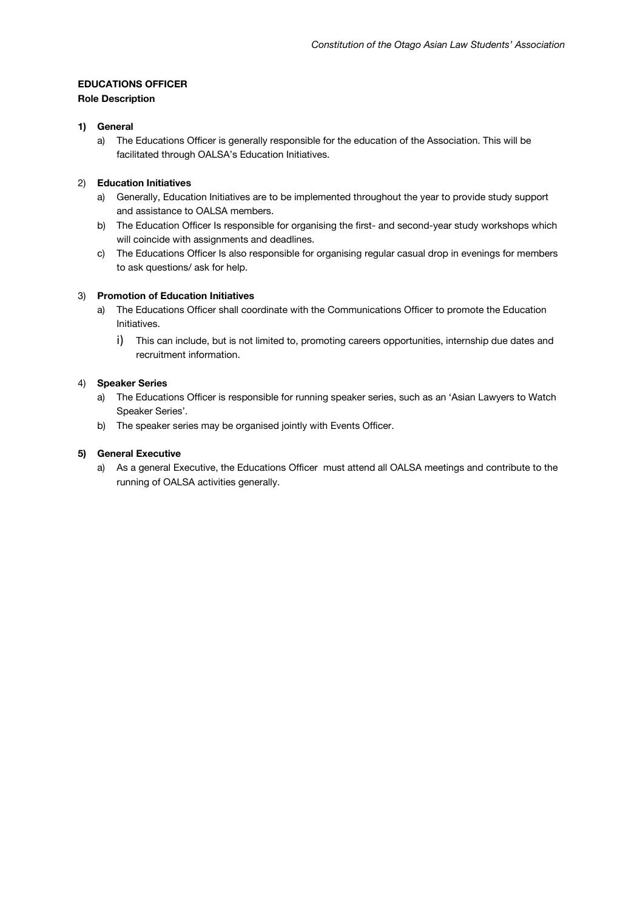**EDUCATIONS OFFICER**
**Role Description**

**1) General**

a) The Educations Officer is generally responsible for the education of the Association. This will be facilitated through OALSA's Education Initiatives.

2) **Education Initiatives**

a) Generally, Education Initiatives are to be implemented throughout the year to provide study support and assistance to OALSA members.

b) The Education Officer Is responsible for organising the first- and second-year study workshops which will coincide with assignments and deadlines.

c) The Educations Officer Is also responsible for organising regular casual drop in evenings for members to ask questions/ ask for help.

3) **Promotion of Education Initiatives**

a) The Educations Officer shall coordinate with the Communications Officer to promote the Education Initiatives.

i) This can include, but is not limited to, promoting careers opportunities, internship due dates and recruitment information.

4) **Speaker Series**

a) The Educations Officer is responsible for running speaker series, such as an 'Asian Lawyers to Watch Speaker Series'.

b) The speaker series may be organised jointly with Events Officer.

**5) General Executive**

a) As a general Executive, the Educations Officer must attend all OALSA meetings and contribute to the running of OALSA activities generally.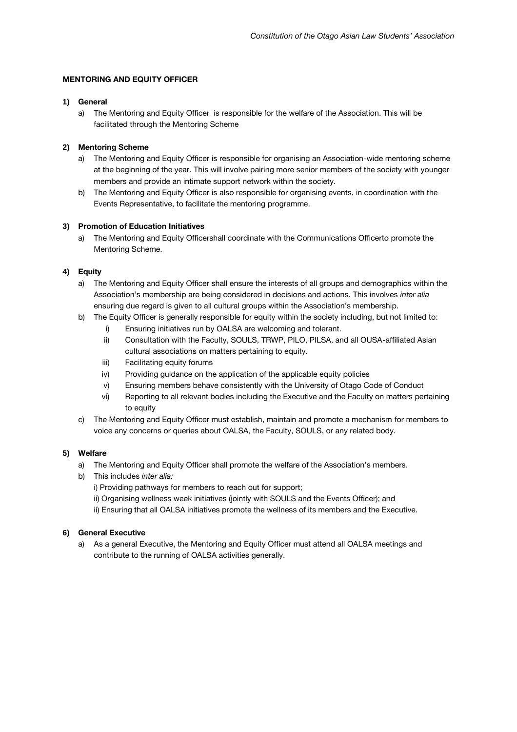**MENTORING AND EQUITY OFFICER**

1) **General**
   a) The Mentoring and Equity Officer  is responsible for the welfare of the Association. This will be facilitated through the Mentoring Scheme

2) **Mentoring Scheme**
   a) The Mentoring and Equity Officer is responsible for organising an Association-wide mentoring scheme at the beginning of the year. This will involve pairing more senior members of the society with younger members and provide an intimate support network within the society.
   b) The Mentoring and Equity Officer is also responsible for organising events, in coordination with the Events Representative, to facilitate the mentoring programme.

3) **Promotion of Education Initiatives**
   a) The Mentoring and Equity Officershall coordinate with the Communications Officerto promote the Mentoring Scheme.

4) **Equity**
   a) The Mentoring and Equity Officer shall ensure the interests of all groups and demographics within the Association's membership are being considered in decisions and actions. This involves *inter alia* ensuring due regard is given to all cultural groups within the Association's membership.
   b) The Equity Officer is generally responsible for equity within the society including, but not limited to:
      i) Ensuring initiatives run by OALSA are welcoming and tolerant.
      ii) Consultation with the Faculty, SOULS, TRWP, PILO, PILSA, and all OUSA-affiliated Asian cultural associations on matters pertaining to equity.
      iii) Facilitating equity forums
      iv) Providing guidance on the application of the applicable equity policies
      v) Ensuring members behave consistently with the University of Otago Code of Conduct
      vi) Reporting to all relevant bodies including the Executive and the Faculty on matters pertaining to equity
   c) The Mentoring and Equity Officer must establish, maintain and promote a mechanism for members to voice any concerns or queries about OALSA, the Faculty, SOULS, or any related body.

5) **Welfare**
   a) The Mentoring and Equity Officer shall promote the welfare of the Association's members.
   b) This includes *inter alia:*
      i) Providing pathways for members to reach out for support;
      ii) Organising wellness week initiatives (jointly with SOULS and the Events Officer); and
      ii) Ensuring that all OALSA initiatives promote the wellness of its members and the Executive.

6) **General Executive**
   a) As a general Executive, the Mentoring and Equity Officer must attend all OALSA meetings and contribute to the running of OALSA activities generally.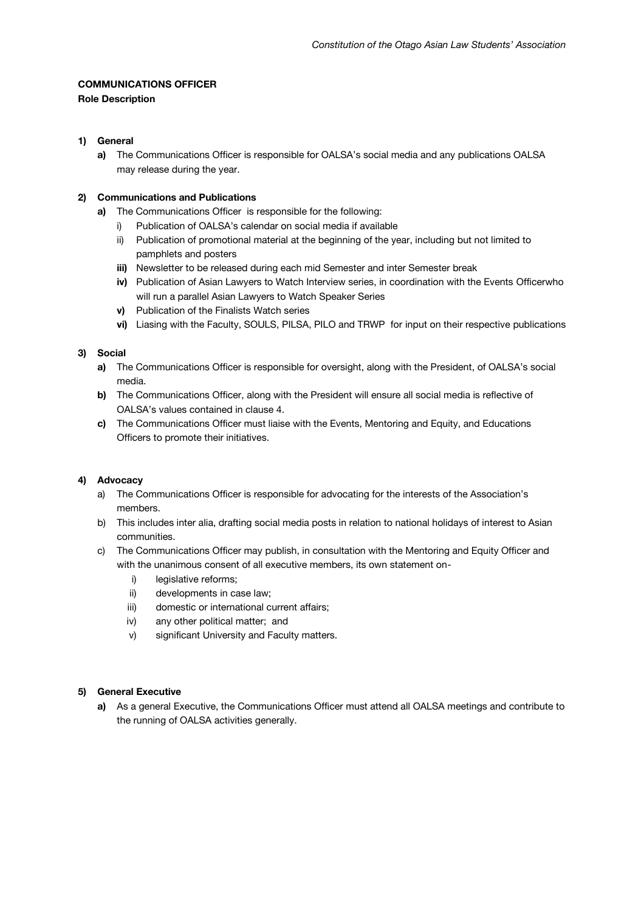**COMMUNICATIONS OFFICER**

**Role Description**

1) **General**
   - **a)** The Communications Officer is responsible for OALSA's social media and any publications OALSA may release during the year.

2) **Communications and Publications**
   - **a)** The Communications Officer is responsible for the following:
     - i) Publication of OALSA's calendar on social media if available
     - ii) Publication of promotional material at the beginning of the year, including but not limited to pamphlets and posters
     - **iii)** Newsletter to be released during each mid Semester and inter Semester break
     - **iv)** Publication of Asian Lawyers to Watch Interview series, in coordination with the Events Officerwho will run a parallel Asian Lawyers to Watch Speaker Series
     - **v)** Publication of the Finalists Watch series
     - **vi)** Liasing with the Faculty, SOULS, PILSA, PILO and TRWP for input on their respective publications

3) **Social**
   - **a)** The Communications Officer is responsible for oversight, along with the President, of OALSA's social media.
   - **b)** The Communications Officer, along with the President will ensure all social media is reflective of OALSA's values contained in clause 4.
   - **c)** The Communications Officer must liaise with the Events, Mentoring and Equity, and Educations Officers to promote their initiatives.

4) **Advocacy**
   - a) The Communications Officer is responsible for advocating for the interests of the Association's members.
   - b) This includes inter alia, drafting social media posts in relation to national holidays of interest to Asian communities.
   - c) The Communications Officer may publish, in consultation with the Mentoring and Equity Officer and with the unanimous consent of all executive members, its own statement on-
     - i) legislative reforms;
     - ii) developments in case law;
     - iii) domestic or international current affairs;
     - iv) any other political matter; and
     - v) significant University and Faculty matters.

5) **General Executive**
   - **a)** As a general Executive, the Communications Officer must attend all OALSA meetings and contribute to the running of OALSA activities generally.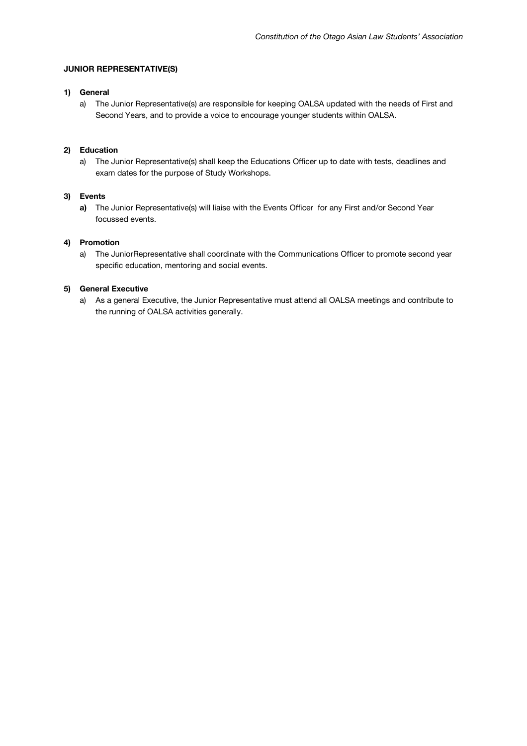**JUNIOR REPRESENTATIVE(S)**

1) **General**
   a) The Junior Representative(s) are responsible for keeping OALSA updated with the needs of First and Second Years, and to provide a voice to encourage younger students within OALSA.

2) **Education**
   a) The Junior Representative(s) shall keep the Educations Officer up to date with tests, deadlines and exam dates for the purpose of Study Workshops.

3) **Events**
   **a)** The Junior Representative(s) will liaise with the Events Officer for any First and/or Second Year focussed events.

4) **Promotion**
   a) The JuniorRepresentative shall coordinate with the Communications Officer to promote second year specific education, mentoring and social events.

5) **General Executive**
   a) As a general Executive, the Junior Representative must attend all OALSA meetings and contribute to the running of OALSA activities generally.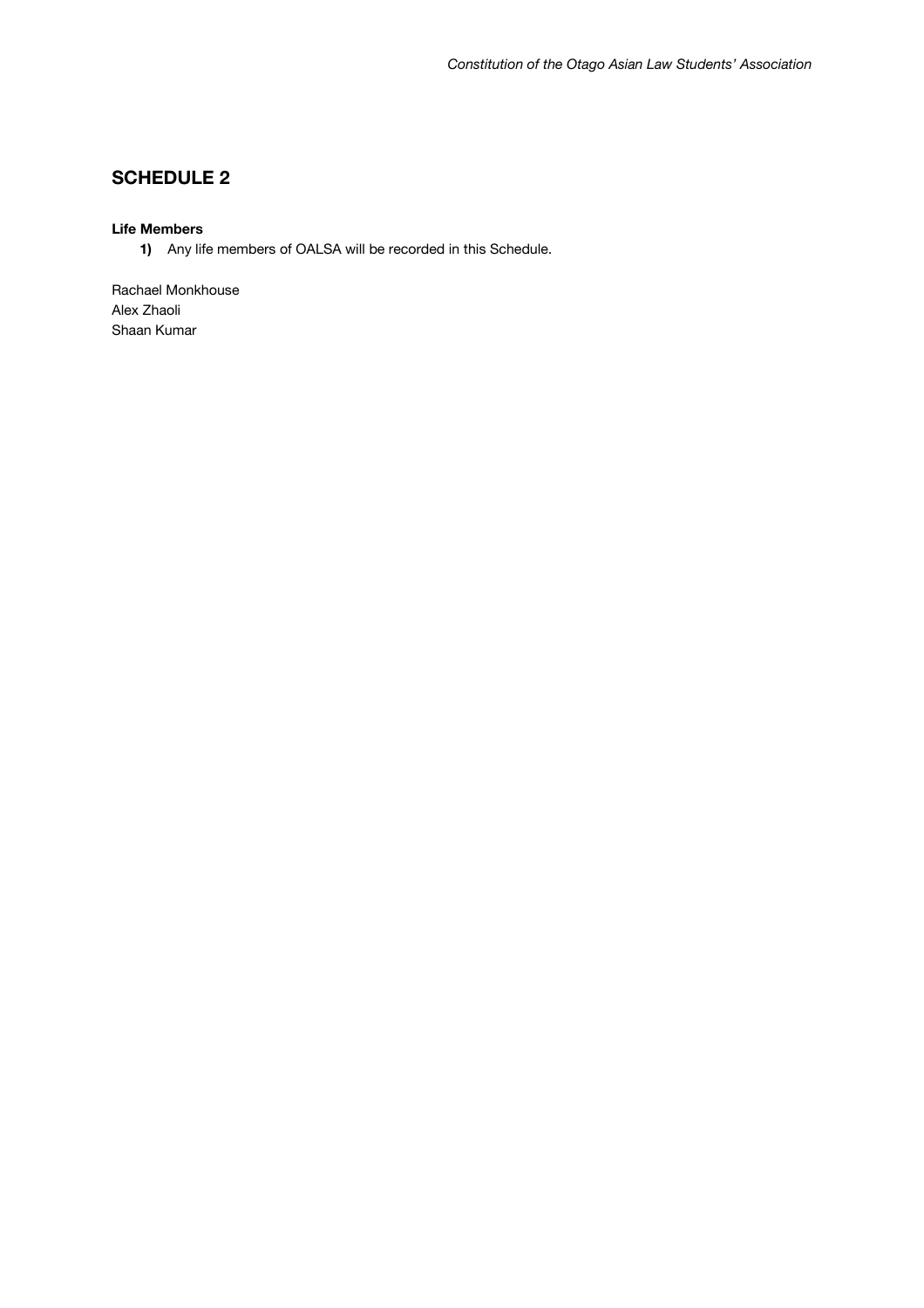## SCHEDULE 2

**Life Members**

1) Any life members of OALSA will be recorded in this Schedule.

Rachael Monkhouse
Alex Zhaoli
Shaan Kumar